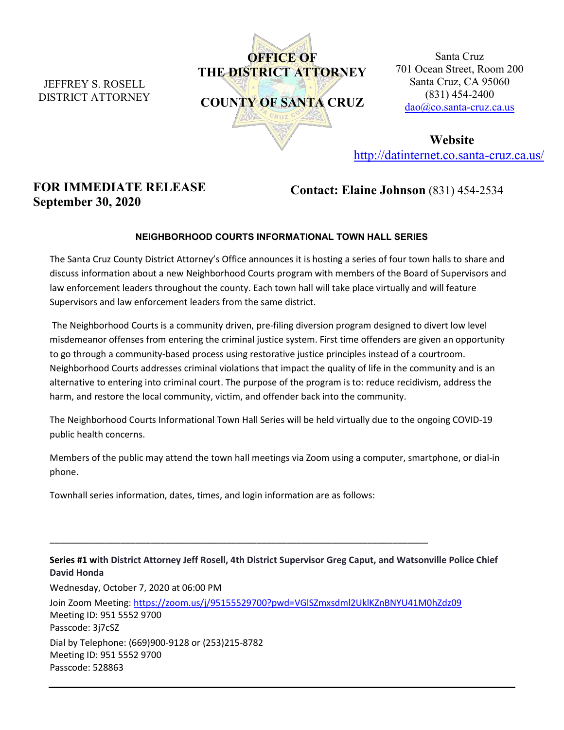JEFFREY S. ROSELL
DISTRICT ATTORNEY

**OFFICE OF THE DISTRICT ATTORNEY**

**COUNTY OF SANTA CRUZ**

Santa Cruz
701 Ocean Street, Room 200
Santa Cruz, CA 95060
(831) 454-2400
dao@co.santa-cruz.ca.us

**Website**
http://datinternet.co.santa-cruz.ca.us/

**FOR IMMEDIATE RELEASE**
**September 30, 2020**

**Contact: Elaine Johnson** (831) 454-2534

## NEIGHBORHOOD COURTS INFORMATIONAL TOWN HALL SERIES

The Santa Cruz County District Attorney's Office announces it is hosting a series of four town halls to share and discuss information about a new Neighborhood Courts program with members of the Board of Supervisors and law enforcement leaders throughout the county. Each town hall will take place virtually and will feature Supervisors and law enforcement leaders from the same district.

The Neighborhood Courts is a community driven, pre-filing diversion program designed to divert low level misdemeanor offenses from entering the criminal justice system. First time offenders are given an opportunity to go through a community-based process using restorative justice principles instead of a courtroom. Neighborhood Courts addresses criminal violations that impact the quality of life in the community and is an alternative to entering into criminal court. The purpose of the program is to: reduce recidivism, address the harm, and restore the local community, victim, and offender back into the community.

The Neighborhood Courts Informational Town Hall Series will be held virtually due to the ongoing COVID-19 public health concerns.

Members of the public may attend the town hall meetings via Zoom using a computer, smartphone, or dial-in phone.

Townhall series information, dates, times, and login information are as follows:

---

**Series #1 with District Attorney Jeff Rosell, 4th District Supervisor Greg Caput, and Watsonville Police Chief David Honda**

Wednesday, October 7, 2020 at 06:00 PM

Join Zoom Meeting: https://zoom.us/j/95155529700?pwd=VGlSZmxsdml2UklKZnBNYU41M0hZdz09
Meeting ID: 951 5552 9700
Passcode: 3j7cSZ

Dial by Telephone: (669)900-9128 or (253)215-8782
Meeting ID: 951 5552 9700
Passcode: 528863

---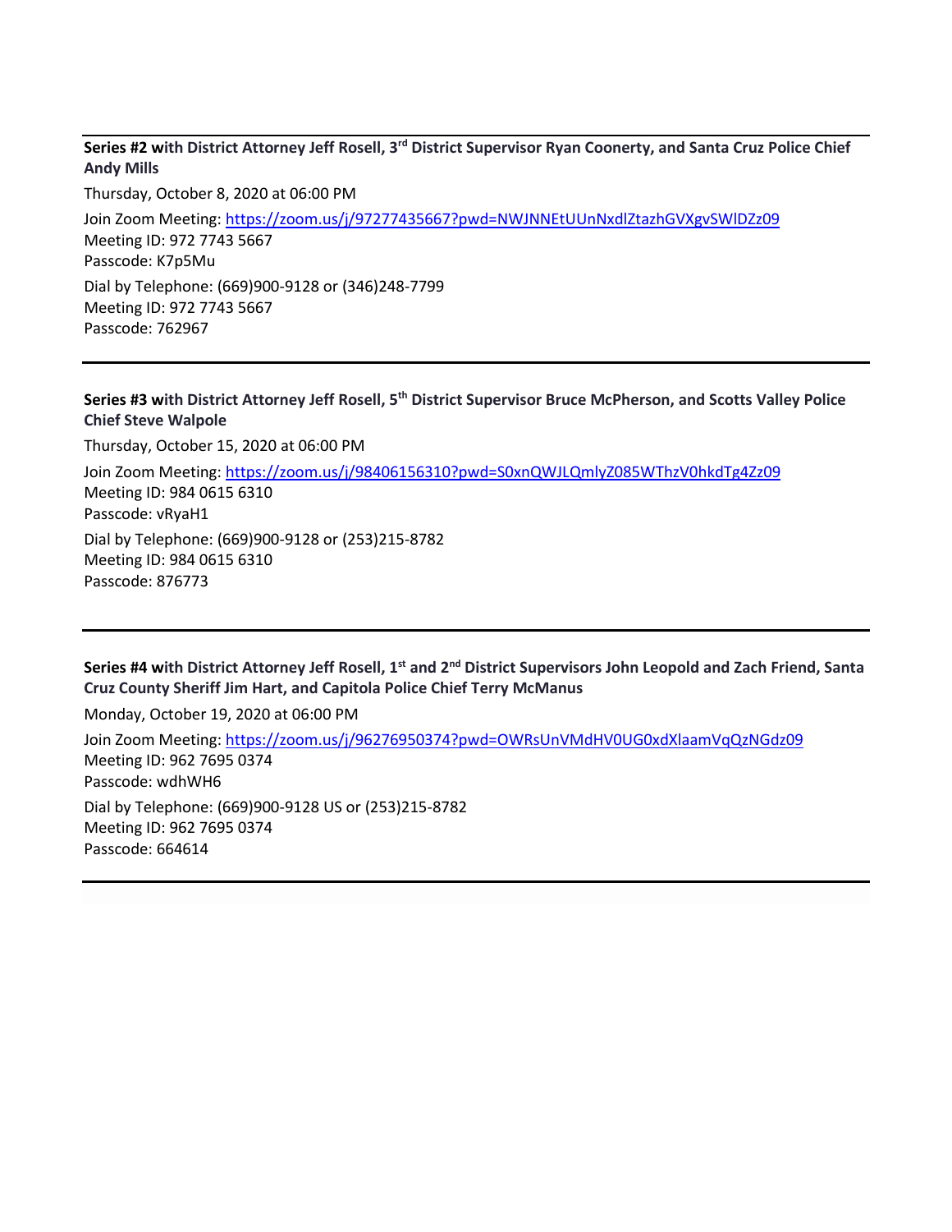---

**Series #2 with District Attorney Jeff Rosell, 3rd District Supervisor Ryan Coonerty, and Santa Cruz Police Chief Andy Mills**

Thursday, October 8, 2020 at 06:00 PM

Join Zoom Meeting: https://zoom.us/j/97277435667?pwd=NWJNNEtUUnNxdlZtazhGVXgvSWlDZz09
Meeting ID: 972 7743 5667
Passcode: K7p5Mu

Dial by Telephone: (669)900-9128 or (346)248-7799
Meeting ID: 972 7743 5667
Passcode: 762967

---

**Series #3 with District Attorney Jeff Rosell, 5th District Supervisor Bruce McPherson, and Scotts Valley Police Chief Steve Walpole**

Thursday, October 15, 2020 at 06:00 PM

Join Zoom Meeting: https://zoom.us/j/98406156310?pwd=S0xnQWJLQmlyZ085WThzV0hkdTg4Zz09
Meeting ID: 984 0615 6310
Passcode: vRyaH1

Dial by Telephone: (669)900-9128 or (253)215-8782
Meeting ID: 984 0615 6310
Passcode: 876773

---

**Series #4 with District Attorney Jeff Rosell, 1st and 2nd District Supervisors John Leopold and Zach Friend, Santa Cruz County Sheriff Jim Hart, and Capitola Police Chief Terry McManus**

Monday, October 19, 2020 at 06:00 PM

Join Zoom Meeting: https://zoom.us/j/96276950374?pwd=OWRsUnVMdHV0UG0xdXlaamVqQzNGdz09
Meeting ID: 962 7695 0374
Passcode: wdhWH6

Dial by Telephone: (669)900-9128 US or (253)215-8782
Meeting ID: 962 7695 0374
Passcode: 664614

---